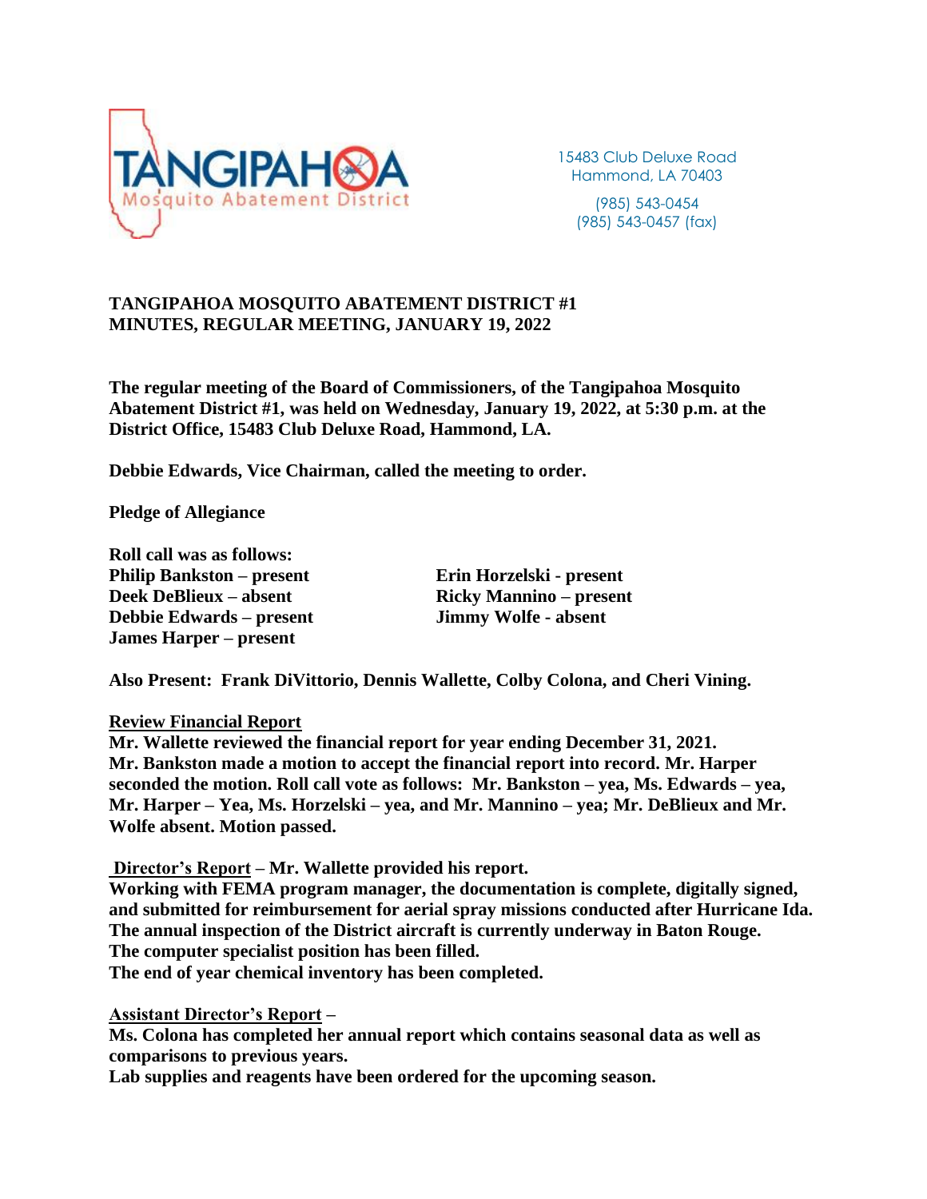TANGIPAHOA Mosquito Abatement District

15483 Club Deluxe Road
Hammond, LA 70403

(985) 543-0454
(985) 543-0457 (fax)

# TANGIPAHOA MOSQUITO ABATEMENT DISTRICT #1
# MINUTES, REGULAR MEETING, JANUARY 19, 2022

**The regular meeting of the Board of Commissioners, of the Tangipahoa Mosquito Abatement District #1, was held on Wednesday, January 19, 2022, at 5:30 p.m. at the District Office, 15483 Club Deluxe Road, Hammond, LA.**

**Debbie Edwards, Vice Chairman, called the meeting to order.**

**Pledge of Allegiance**

**Roll call was as follows:**

| | |
|---|---|
| **Philip Bankston – present** | **Erin Horzelski - present** |
| **Deek DeBlieux – absent** | **Ricky Mannino – present** |
| **Debbie Edwards – present** | **Jimmy Wolfe - absent** |
| **James Harper – present** | |

**Also Present: Frank DiVittorio, Dennis Wallette, Colby Colona, and Cheri Vining.**

**<u>Review Financial Report</u>**
**Mr. Wallette reviewed the financial report for year ending December 31, 2021. Mr. Bankston made a motion to accept the financial report into record. Mr. Harper seconded the motion. Roll call vote as follows: Mr. Bankston – yea, Ms. Edwards – yea, Mr. Harper – Yea, Ms. Horzelski – yea, and Mr. Mannino – yea; Mr. DeBlieux and Mr. Wolfe absent. Motion passed.**

**<u>Director's Report</u> – Mr. Wallette provided his report.**
**Working with FEMA program manager, the documentation is complete, digitally signed, and submitted for reimbursement for aerial spray missions conducted after Hurricane Ida.**
**The annual inspection of the District aircraft is currently underway in Baton Rouge.**
**The computer specialist position has been filled.**
**The end of year chemical inventory has been completed.**

**<u>Assistant Director's Report</u> –**
**Ms. Colona has completed her annual report which contains seasonal data as well as comparisons to previous years.**
**Lab supplies and reagents have been ordered for the upcoming season.**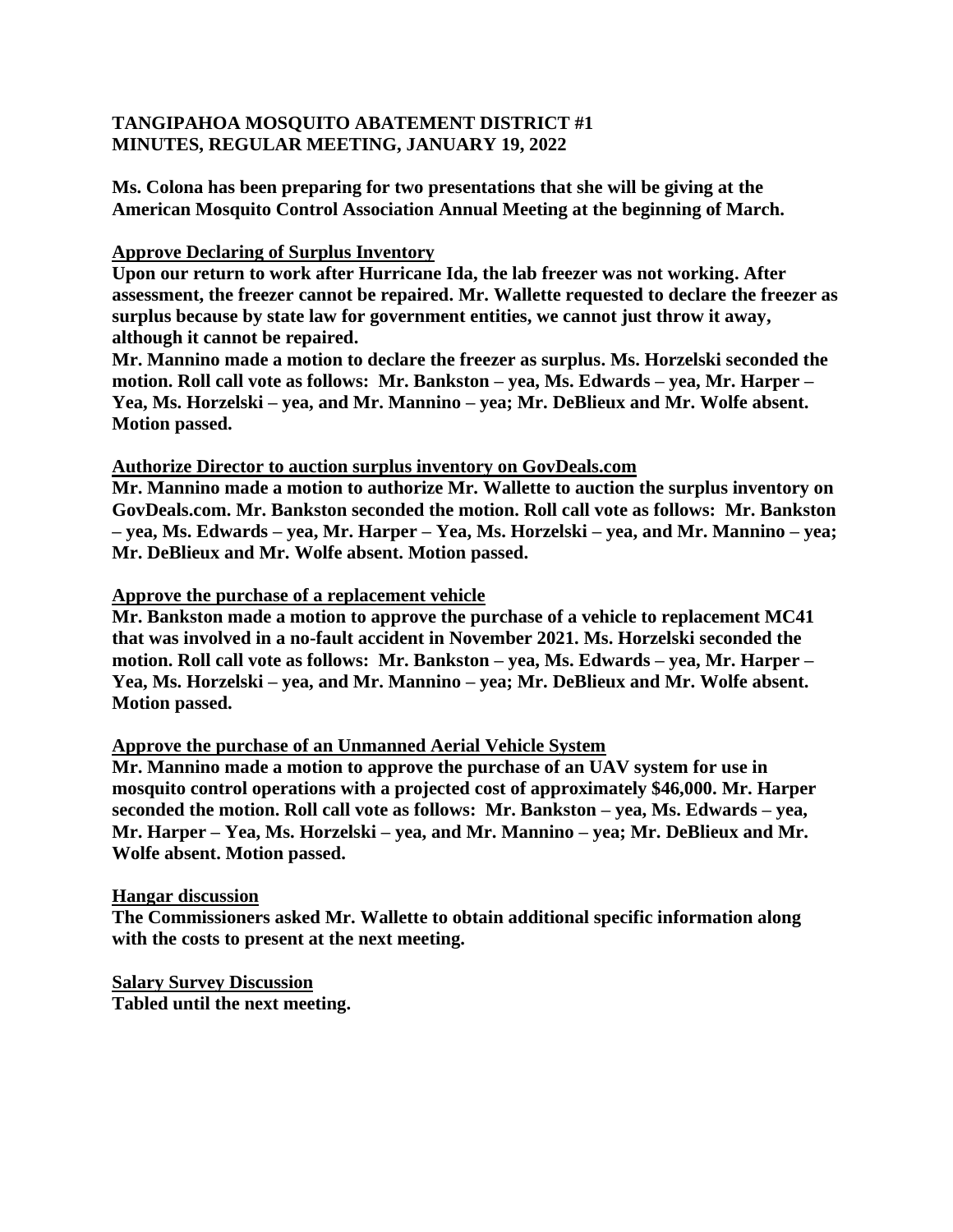**TANGIPAHOA MOSQUITO ABATEMENT DISTRICT #1**
**MINUTES, REGULAR MEETING, JANUARY 19, 2022**

**Ms. Colona has been preparing for two presentations that she will be giving at the American Mosquito Control Association Annual Meeting at the beginning of March.**

**Approve Declaring of Surplus Inventory**

**Upon our return to work after Hurricane Ida, the lab freezer was not working. After assessment, the freezer cannot be repaired. Mr. Wallette requested to declare the freezer as surplus because by state law for government entities, we cannot just throw it away, although it cannot be repaired.**

**Mr. Mannino made a motion to declare the freezer as surplus. Ms. Horzelski seconded the motion. Roll call vote as follows: Mr. Bankston – yea, Ms. Edwards – yea, Mr. Harper – Yea, Ms. Horzelski – yea, and Mr. Mannino – yea; Mr. DeBlieux and Mr. Wolfe absent. Motion passed.**

**Authorize Director to auction surplus inventory on GovDeals.com**

**Mr. Mannino made a motion to authorize Mr. Wallette to auction the surplus inventory on GovDeals.com. Mr. Bankston seconded the motion. Roll call vote as follows: Mr. Bankston – yea, Ms. Edwards – yea, Mr. Harper – Yea, Ms. Horzelski – yea, and Mr. Mannino – yea; Mr. DeBlieux and Mr. Wolfe absent. Motion passed.**

**Approve the purchase of a replacement vehicle**

**Mr. Bankston made a motion to approve the purchase of a vehicle to replacement MC41 that was involved in a no-fault accident in November 2021. Ms. Horzelski seconded the motion. Roll call vote as follows: Mr. Bankston – yea, Ms. Edwards – yea, Mr. Harper – Yea, Ms. Horzelski – yea, and Mr. Mannino – yea; Mr. DeBlieux and Mr. Wolfe absent. Motion passed.**

**Approve the purchase of an Unmanned Aerial Vehicle System**

**Mr. Mannino made a motion to approve the purchase of an UAV system for use in mosquito control operations with a projected cost of approximately $46,000. Mr. Harper seconded the motion. Roll call vote as follows: Mr. Bankston – yea, Ms. Edwards – yea, Mr. Harper – Yea, Ms. Horzelski – yea, and Mr. Mannino – yea; Mr. DeBlieux and Mr. Wolfe absent. Motion passed.**

**Hangar discussion**

**The Commissioners asked Mr. Wallette to obtain additional specific information along with the costs to present at the next meeting.**

**Salary Survey Discussion**

**Tabled until the next meeting.**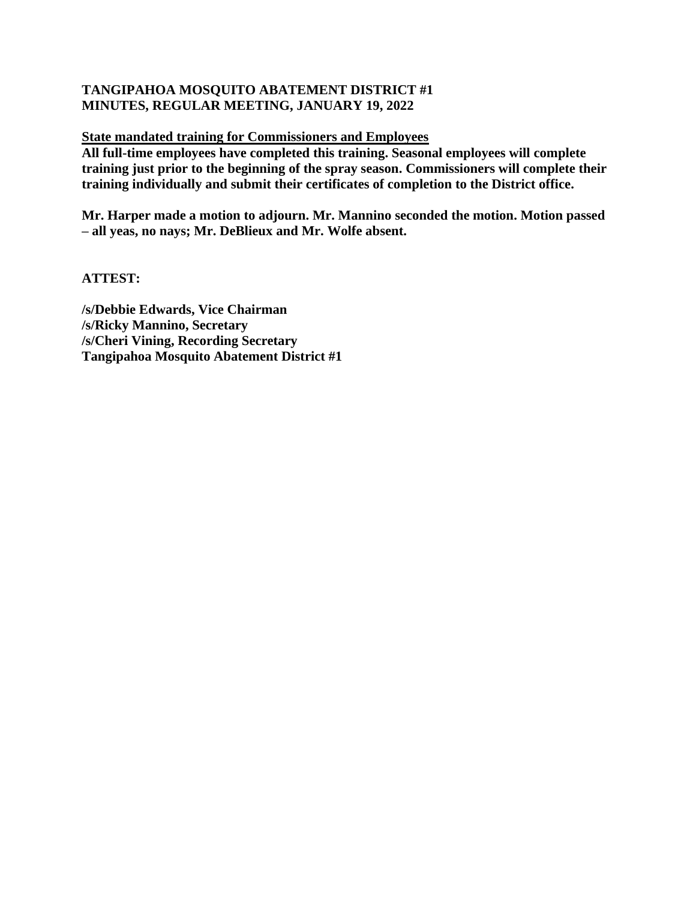**TANGIPAHOA MOSQUITO ABATEMENT DISTRICT #1**
**MINUTES, REGULAR MEETING, JANUARY 19, 2022**

**State mandated training for Commissioners and Employees**

**All full-time employees have completed this training. Seasonal employees will complete training just prior to the beginning of the spray season. Commissioners will complete their training individually and submit their certificates of completion to the District office.**

**Mr. Harper made a motion to adjourn. Mr. Mannino seconded the motion. Motion passed – all yeas, no nays; Mr. DeBlieux and Mr. Wolfe absent.**

**ATTEST:**

**/s/Debbie Edwards, Vice Chairman**
**/s/Ricky Mannino, Secretary**
**/s/Cheri Vining, Recording Secretary**
**Tangipahoa Mosquito Abatement District #1**